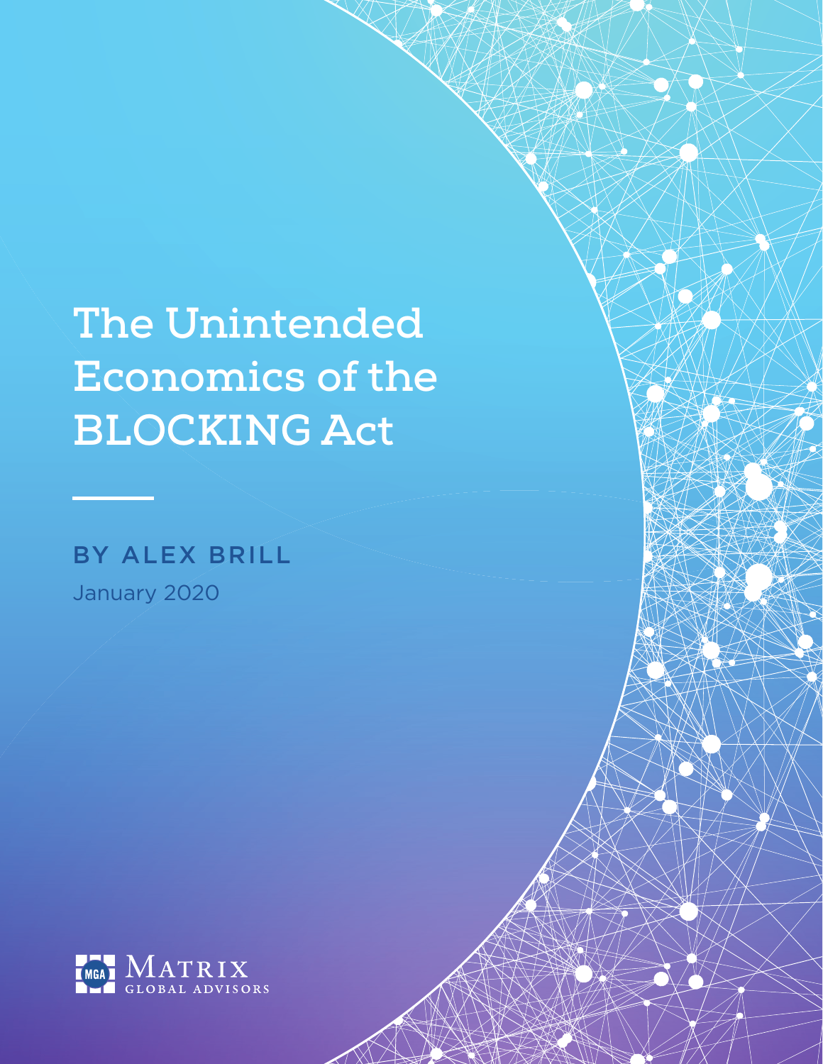# The Unintended Economics of the BLOCKING Act

**BY ALEX BRILL**

January 2020

Matrix Global Advisors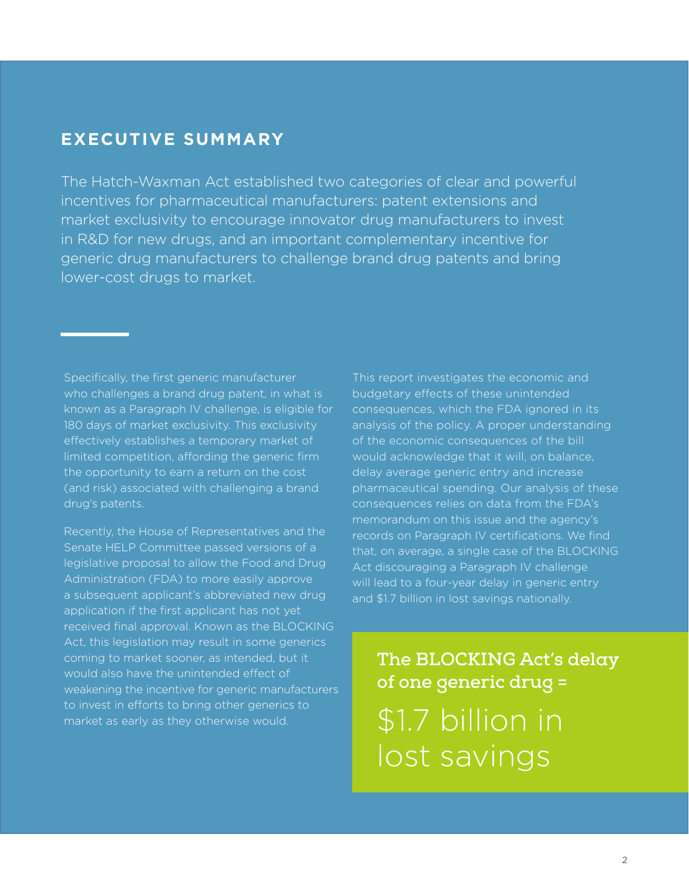## EXECUTIVE SUMMARY

The Hatch-Waxman Act established two categories of clear and powerful incentives for pharmaceutical manufacturers: patent extensions and market exclusivity to encourage innovator drug manufacturers to invest in R&D for new drugs, and an important complementary incentive for generic drug manufacturers to challenge brand drug patents and bring lower-cost drugs to market.

Specifically, the first generic manufacturer who challenges a brand drug patent, in what is known as a Paragraph IV challenge, is eligible for 180 days of market exclusivity. This exclusivity effectively establishes a temporary market of limited competition, affording the generic firm the opportunity to earn a return on the cost (and risk) associated with challenging a brand drug's patents.

Recently, the House of Representatives and the Senate HELP Committee passed versions of a legislative proposal to allow the Food and Drug Administration (FDA) to more easily approve a subsequent applicant's abbreviated new drug application if the first applicant has not yet received final approval. Known as the BLOCKING Act, this legislation may result in some generics coming to market sooner, as intended, but it would also have the unintended effect of weakening the incentive for generic manufacturers to invest in efforts to bring other generics to market as early as they otherwise would.

This report investigates the economic and budgetary effects of these unintended consequences, which the FDA ignored in its analysis of the policy. A proper understanding of the economic consequences of the bill would acknowledge that it will, on balance, delay average generic entry and increase pharmaceutical spending. Our analysis of these consequences relies on data from the FDA's memorandum on this issue and the agency's records on Paragraph IV certifications. We find that, on average, a single case of the BLOCKING Act discouraging a Paragraph IV challenge will lead to a four-year delay in generic entry and $1.7 billion in lost savings nationally.

**The BLOCKING Act's delay of one generic drug =**

$1.7 billion in lost savings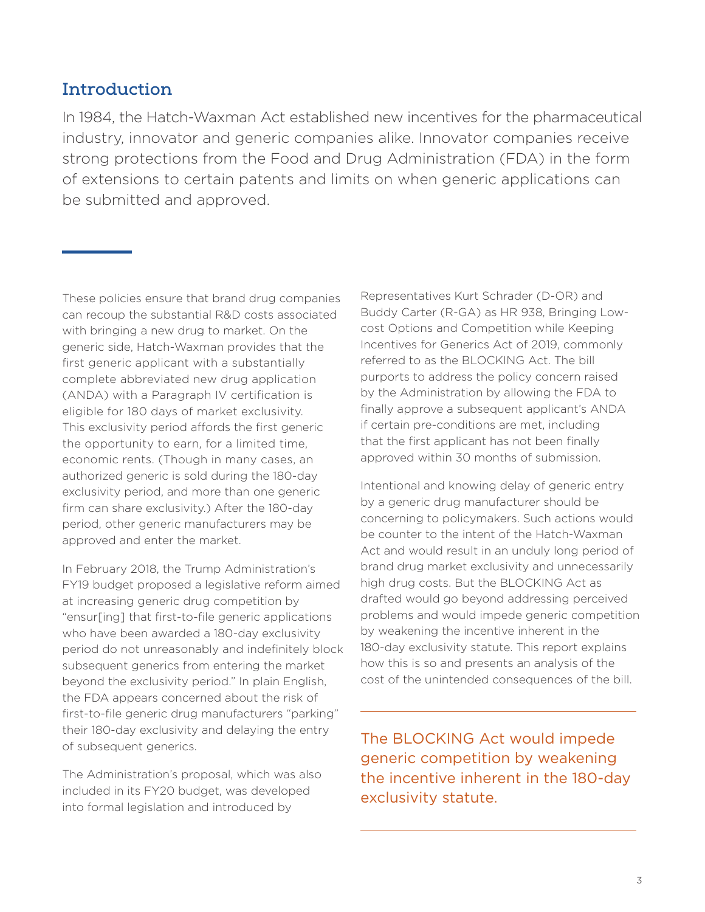## Introduction

In 1984, the Hatch-Waxman Act established new incentives for the pharmaceutical industry, innovator and generic companies alike. Innovator companies receive strong protections from the Food and Drug Administration (FDA) in the form of extensions to certain patents and limits on when generic applications can be submitted and approved.

These policies ensure that brand drug companies can recoup the substantial R&D costs associated with bringing a new drug to market. On the generic side, Hatch-Waxman provides that the first generic applicant with a substantially complete abbreviated new drug application (ANDA) with a Paragraph IV certification is eligible for 180 days of market exclusivity. This exclusivity period affords the first generic the opportunity to earn, for a limited time, economic rents. (Though in many cases, an authorized generic is sold during the 180-day exclusivity period, and more than one generic firm can share exclusivity.) After the 180-day period, other generic manufacturers may be approved and enter the market.

In February 2018, the Trump Administration's FY19 budget proposed a legislative reform aimed at increasing generic drug competition by "ensur[ing] that first-to-file generic applications who have been awarded a 180-day exclusivity period do not unreasonably and indefinitely block subsequent generics from entering the market beyond the exclusivity period." In plain English, the FDA appears concerned about the risk of first-to-file generic drug manufacturers "parking" their 180-day exclusivity and delaying the entry of subsequent generics.

The Administration's proposal, which was also included in its FY20 budget, was developed into formal legislation and introduced by Representatives Kurt Schrader (D-OR) and Buddy Carter (R-GA) as HR 938, Bringing Low-cost Options and Competition while Keeping Incentives for Generics Act of 2019, commonly referred to as the BLOCKING Act. The bill purports to address the policy concern raised by the Administration by allowing the FDA to finally approve a subsequent applicant's ANDA if certain pre-conditions are met, including that the first applicant has not been finally approved within 30 months of submission.

Intentional and knowing delay of generic entry by a generic drug manufacturer should be concerning to policymakers. Such actions would be counter to the intent of the Hatch-Waxman Act and would result in an unduly long period of brand drug market exclusivity and unnecessarily high drug costs. But the BLOCKING Act as drafted would go beyond addressing perceived problems and would impede generic competition by weakening the incentive inherent in the 180-day exclusivity statute. This report explains how this is so and presents an analysis of the cost of the unintended consequences of the bill.

> The BLOCKING Act would impede generic competition by weakening the incentive inherent in the 180-day exclusivity statute.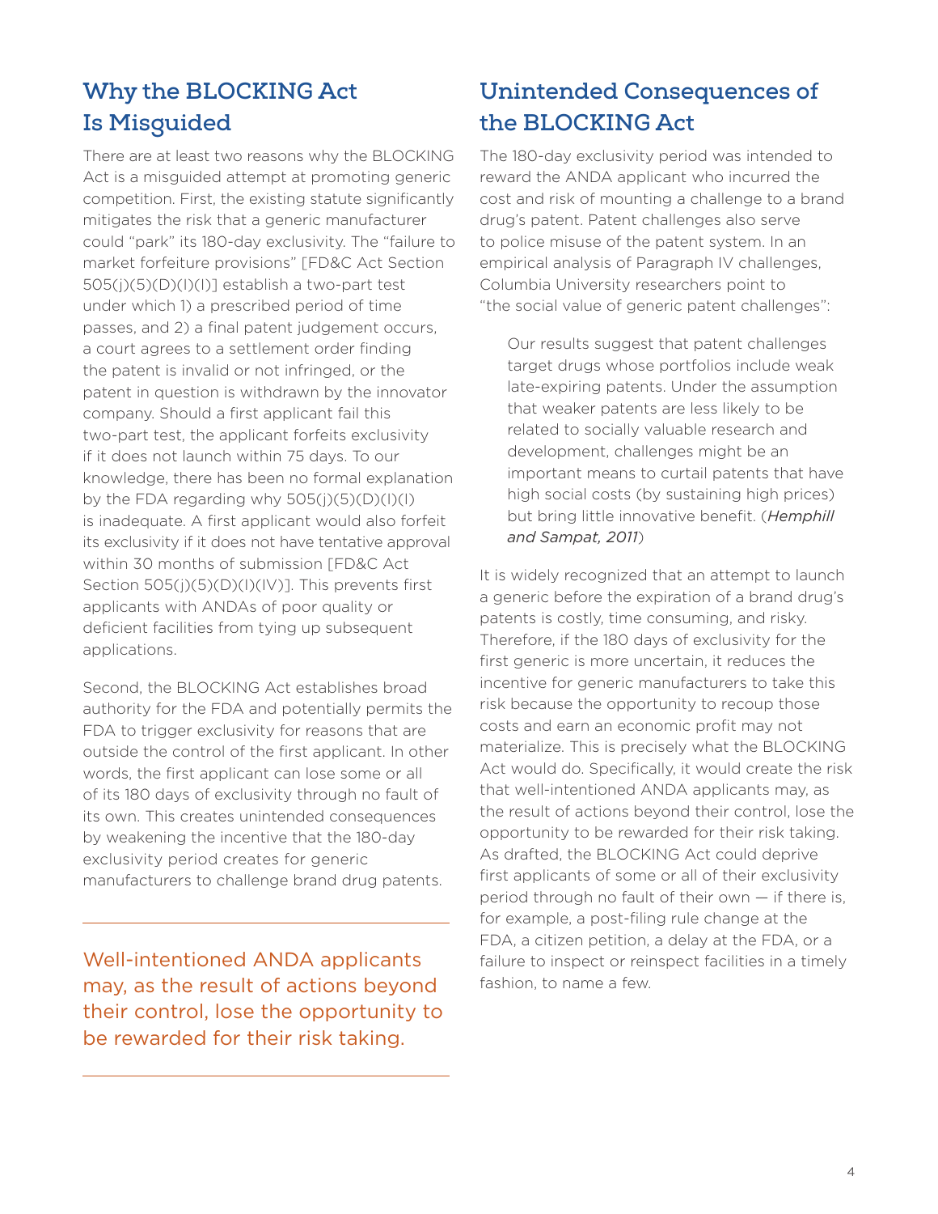## Why the BLOCKING Act Is Misguided

There are at least two reasons why the BLOCKING Act is a misguided attempt at promoting generic competition. First, the existing statute significantly mitigates the risk that a generic manufacturer could "park" its 180-day exclusivity. The "failure to market forfeiture provisions" [FD&C Act Section 505(j)(5)(D)(I)(I)] establish a two-part test under which 1) a prescribed period of time passes, and 2) a final patent judgement occurs, a court agrees to a settlement order finding the patent is invalid or not infringed, or the patent in question is withdrawn by the innovator company. Should a first applicant fail this two-part test, the applicant forfeits exclusivity if it does not launch within 75 days. To our knowledge, there has been no formal explanation by the FDA regarding why 505(j)(5)(D)(I)(I) is inadequate. A first applicant would also forfeit its exclusivity if it does not have tentative approval within 30 months of submission [FD&C Act Section 505(j)(5)(D)(I)(IV)]. This prevents first applicants with ANDAs of poor quality or deficient facilities from tying up subsequent applications.

Second, the BLOCKING Act establishes broad authority for the FDA and potentially permits the FDA to trigger exclusivity for reasons that are outside the control of the first applicant. In other words, the first applicant can lose some or all of its 180 days of exclusivity through no fault of its own. This creates unintended consequences by weakening the incentive that the 180-day exclusivity period creates for generic manufacturers to challenge brand drug patents.

---

Well-intentioned ANDA applicants may, as the result of actions beyond their control, lose the opportunity to be rewarded for their risk taking.

---

## Unintended Consequences of the BLOCKING Act

The 180-day exclusivity period was intended to reward the ANDA applicant who incurred the cost and risk of mounting a challenge to a brand drug's patent. Patent challenges also serve to police misuse of the patent system. In an empirical analysis of Paragraph IV challenges, Columbia University researchers point to "the social value of generic patent challenges":

> Our results suggest that patent challenges target drugs whose portfolios include weak late-expiring patents. Under the assumption that weaker patents are less likely to be related to socially valuable research and development, challenges might be an important means to curtail patents that have high social costs (by sustaining high prices) but bring little innovative benefit. (*Hemphill and Sampat, 2011*)

It is widely recognized that an attempt to launch a generic before the expiration of a brand drug's patents is costly, time consuming, and risky. Therefore, if the 180 days of exclusivity for the first generic is more uncertain, it reduces the incentive for generic manufacturers to take this risk because the opportunity to recoup those costs and earn an economic profit may not materialize. This is precisely what the BLOCKING Act would do. Specifically, it would create the risk that well-intentioned ANDA applicants may, as the result of actions beyond their control, lose the opportunity to be rewarded for their risk taking. As drafted, the BLOCKING Act could deprive first applicants of some or all of their exclusivity period through no fault of their own — if there is, for example, a post-filing rule change at the FDA, a citizen petition, a delay at the FDA, or a failure to inspect or reinspect facilities in a timely fashion, to name a few.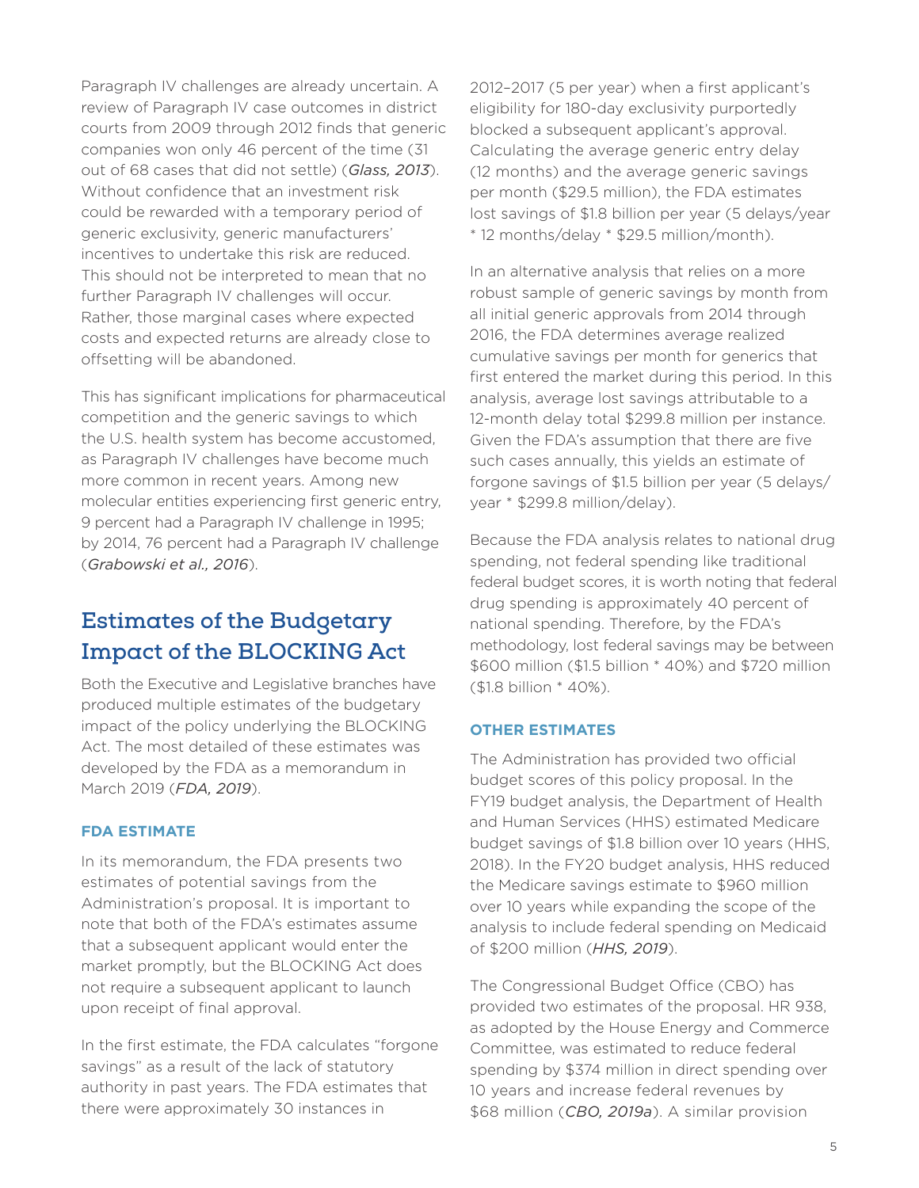Paragraph IV challenges are already uncertain. A review of Paragraph IV case outcomes in district courts from 2009 through 2012 finds that generic companies won only 46 percent of the time (31 out of 68 cases that did not settle) (*Glass, 2013*). Without confidence that an investment risk could be rewarded with a temporary period of generic exclusivity, generic manufacturers' incentives to undertake this risk are reduced. This should not be interpreted to mean that no further Paragraph IV challenges will occur. Rather, those marginal cases where expected costs and expected returns are already close to offsetting will be abandoned.

This has significant implications for pharmaceutical competition and the generic savings to which the U.S. health system has become accustomed, as Paragraph IV challenges have become much more common in recent years. Among new molecular entities experiencing first generic entry, 9 percent had a Paragraph IV challenge in 1995; by 2014, 76 percent had a Paragraph IV challenge (*Grabowski et al., 2016*).

## Estimates of the Budgetary Impact of the BLOCKING Act

Both the Executive and Legislative branches have produced multiple estimates of the budgetary impact of the policy underlying the BLOCKING Act. The most detailed of these estimates was developed by the FDA as a memorandum in March 2019 (*FDA, 2019*).

### FDA ESTIMATE

In its memorandum, the FDA presents two estimates of potential savings from the Administration's proposal. It is important to note that both of the FDA's estimates assume that a subsequent applicant would enter the market promptly, but the BLOCKING Act does not require a subsequent applicant to launch upon receipt of final approval.

In the first estimate, the FDA calculates "forgone savings" as a result of the lack of statutory authority in past years. The FDA estimates that there were approximately 30 instances in 2012–2017 (5 per year) when a first applicant's eligibility for 180-day exclusivity purportedly blocked a subsequent applicant's approval. Calculating the average generic entry delay (12 months) and the average generic savings per month ($29.5 million), the FDA estimates lost savings of $1.8 billion per year (5 delays/year * 12 months/delay * $29.5 million/month).

In an alternative analysis that relies on a more robust sample of generic savings by month from all initial generic approvals from 2014 through 2016, the FDA determines average realized cumulative savings per month for generics that first entered the market during this period. In this analysis, average lost savings attributable to a 12-month delay total $299.8 million per instance. Given the FDA's assumption that there are five such cases annually, this yields an estimate of forgone savings of $1.5 billion per year (5 delays/year * $299.8 million/delay).

Because the FDA analysis relates to national drug spending, not federal spending like traditional federal budget scores, it is worth noting that federal drug spending is approximately 40 percent of national spending. Therefore, by the FDA's methodology, lost federal savings may be between $600 million ($1.5 billion * 40%) and $720 million ($1.8 billion * 40%).

### OTHER ESTIMATES

The Administration has provided two official budget scores of this policy proposal. In the FY19 budget analysis, the Department of Health and Human Services (HHS) estimated Medicare budget savings of $1.8 billion over 10 years (HHS, 2018). In the FY20 budget analysis, HHS reduced the Medicare savings estimate to $960 million over 10 years while expanding the scope of the analysis to include federal spending on Medicaid of $200 million (*HHS, 2019*).

The Congressional Budget Office (CBO) has provided two estimates of the proposal. HR 938, as adopted by the House Energy and Commerce Committee, was estimated to reduce federal spending by $374 million in direct spending over 10 years and increase federal revenues by $68 million (*CBO, 2019a*). A similar provision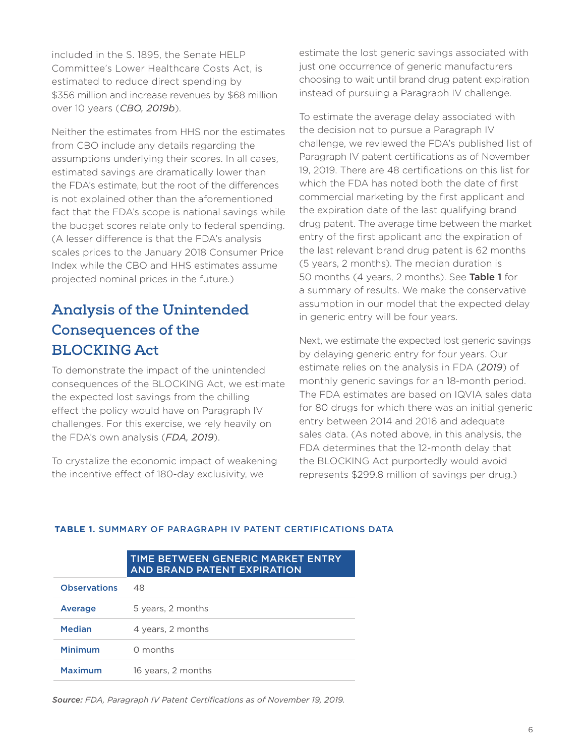included in the S. 1895, the Senate HELP Committee's Lower Healthcare Costs Act, is estimated to reduce direct spending by $356 million and increase revenues by $68 million over 10 years (*CBO, 2019b*).

Neither the estimates from HHS nor the estimates from CBO include any details regarding the assumptions underlying their scores. In all cases, estimated savings are dramatically lower than the FDA's estimate, but the root of the differences is not explained other than the aforementioned fact that the FDA's scope is national savings while the budget scores relate only to federal spending. (A lesser difference is that the FDA's analysis scales prices to the January 2018 Consumer Price Index while the CBO and HHS estimates assume projected nominal prices in the future.)

## Analysis of the Unintended Consequences of the BLOCKING Act

To demonstrate the impact of the unintended consequences of the BLOCKING Act, we estimate the expected lost savings from the chilling effect the policy would have on Paragraph IV challenges. For this exercise, we rely heavily on the FDA's own analysis (*FDA, 2019*).

To crystalize the economic impact of weakening the incentive effect of 180-day exclusivity, we estimate the lost generic savings associated with just one occurrence of generic manufacturers choosing to wait until brand drug patent expiration instead of pursuing a Paragraph IV challenge.

To estimate the average delay associated with the decision not to pursue a Paragraph IV challenge, we reviewed the FDA's published list of Paragraph IV patent certifications as of November 19, 2019. There are 48 certifications on this list for which the FDA has noted both the date of first commercial marketing by the first applicant and the expiration date of the last qualifying brand drug patent. The average time between the market entry of the first applicant and the expiration of the last relevant brand drug patent is 62 months (5 years, 2 months). The median duration is 50 months (4 years, 2 months). See **Table 1** for a summary of results. We make the conservative assumption in our model that the expected delay in generic entry will be four years.

Next, we estimate the expected lost generic savings by delaying generic entry for four years. Our estimate relies on the analysis in FDA (*2019*) of monthly generic savings for an 18-month period. The FDA estimates are based on IQVIA sales data for 80 drugs for which there was an initial generic entry between 2014 and 2016 and adequate sales data. (As noted above, in this analysis, the FDA determines that the 12-month delay that the BLOCKING Act purportedly would avoid represents $299.8 million of savings per drug.)

**TABLE 1.** SUMMARY OF PARAGRAPH IV PATENT CERTIFICATIONS DATA

| | TIME BETWEEN GENERIC MARKET ENTRY AND BRAND PATENT EXPIRATION |
|---|---|
| **Observations** | 48 |
| **Average** | 5 years, 2 months |
| **Median** | 4 years, 2 months |
| **Minimum** | 0 months |
| **Maximum** | 16 years, 2 months |

***Source:*** *FDA, Paragraph IV Patent Certifications as of November 19, 2019.*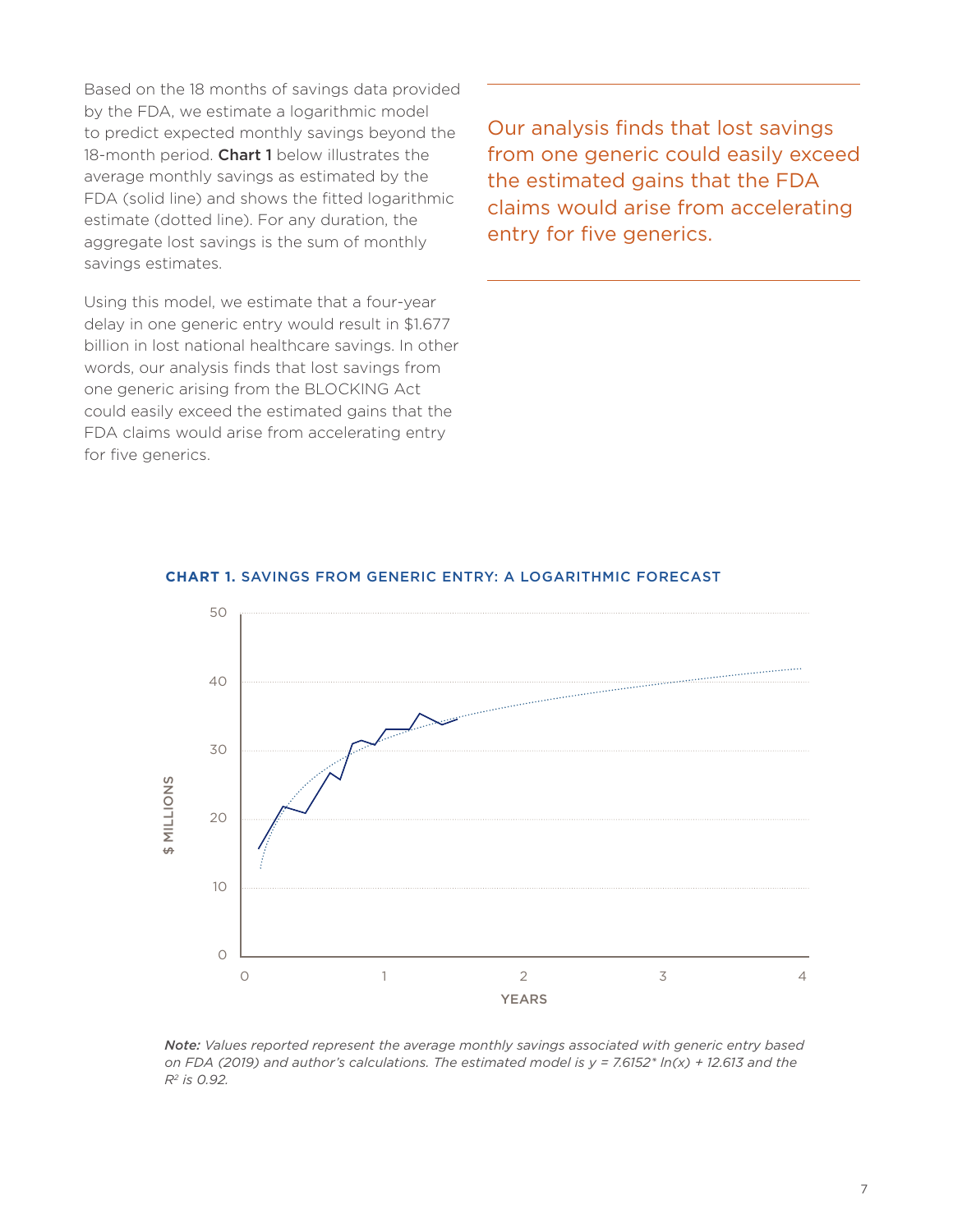Based on the 18 months of savings data provided by the FDA, we estimate a logarithmic model to predict expected monthly savings beyond the 18-month period. **Chart 1** below illustrates the average monthly savings as estimated by the FDA (solid line) and shows the fitted logarithmic estimate (dotted line). For any duration, the aggregate lost savings is the sum of monthly savings estimates.

Using this model, we estimate that a four-year delay in one generic entry would result in $1.677 billion in lost national healthcare savings. In other words, our analysis finds that lost savings from one generic arising from the BLOCKING Act could easily exceed the estimated gains that the FDA claims would arise from accelerating entry for five generics.

> Our analysis finds that lost savings from one generic could easily exceed the estimated gains that the FDA claims would arise from accelerating entry for five generics.

**CHART 1.** SAVINGS FROM GENERIC ENTRY: A LOGARITHMIC FORECAST

*Note: Values reported represent the average monthly savings associated with generic entry based on FDA (2019) and author's calculations. The estimated model is $y = 7.6152 * \ln(x) + 12.613$ and the $R^2$ is 0.92.*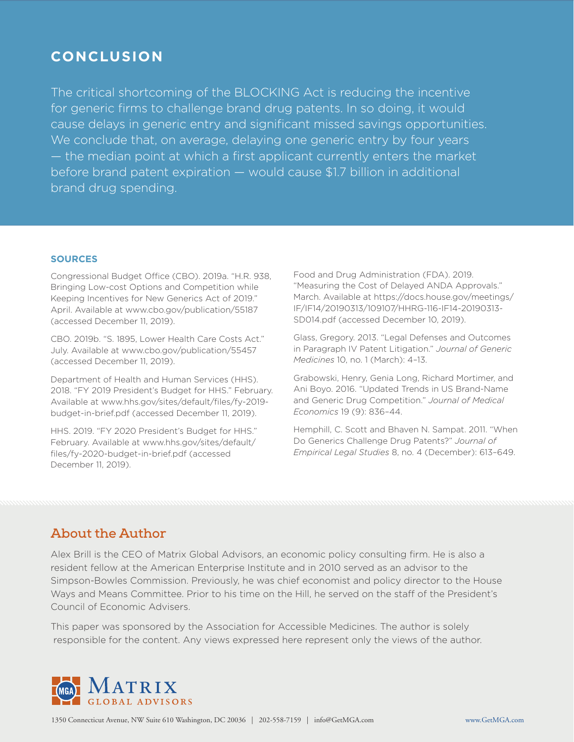## CONCLUSION

The critical shortcoming of the BLOCKING Act is reducing the incentive for generic firms to challenge brand drug patents. In so doing, it would cause delays in generic entry and significant missed savings opportunities. We conclude that, on average, delaying one generic entry by four years — the median point at which a first applicant currently enters the market before brand patent expiration — would cause $1.7 billion in additional brand drug spending.

### SOURCES

Congressional Budget Office (CBO). 2019a. "H.R. 938, Bringing Low-cost Options and Competition while Keeping Incentives for New Generics Act of 2019." April. Available at www.cbo.gov/publication/55187 (accessed December 11, 2019).

CBO. 2019b. "S. 1895, Lower Health Care Costs Act." July. Available at www.cbo.gov/publication/55457 (accessed December 11, 2019).

Department of Health and Human Services (HHS). 2018. "FY 2019 President's Budget for HHS." February. Available at www.hhs.gov/sites/default/files/fy-2019-budget-in-brief.pdf (accessed December 11, 2019).

HHS. 2019. "FY 2020 President's Budget for HHS." February. Available at www.hhs.gov/sites/default/files/fy-2020-budget-in-brief.pdf (accessed December 11, 2019).

Food and Drug Administration (FDA). 2019. "Measuring the Cost of Delayed ANDA Approvals." March. Available at https://docs.house.gov/meetings/IF/IF14/20190313/109107/HHRG-116-IF14-20190313-SD014.pdf (accessed December 10, 2019).

Glass, Gregory. 2013. "Legal Defenses and Outcomes in Paragraph IV Patent Litigation." *Journal of Generic Medicines* 10, no. 1 (March): 4–13.

Grabowski, Henry, Genia Long, Richard Mortimer, and Ani Boyo. 2016. "Updated Trends in US Brand-Name and Generic Drug Competition." *Journal of Medical Economics* 19 (9): 836–44.

Hemphill, C. Scott and Bhaven N. Sampat. 2011. "When Do Generics Challenge Drug Patents?" *Journal of Empirical Legal Studies* 8, no. 4 (December): 613–649.

## About the Author

Alex Brill is the CEO of Matrix Global Advisors, an economic policy consulting firm. He is also a resident fellow at the American Enterprise Institute and in 2010 served as an advisor to the Simpson-Bowles Commission. Previously, he was chief economist and policy director to the House Ways and Means Committee. Prior to his time on the Hill, he served on the staff of the President's Council of Economic Advisers.

This paper was sponsored by the Association for Accessible Medicines. The author is solely responsible for the content. Any views expressed here represent only the views of the author.

MGA MATRIX GLOBAL ADVISORS

1350 Connecticut Avenue, NW Suite 610 Washington, DC 20036 | 202-558-7159 | info@GetMGA.com

www.GetMGA.com